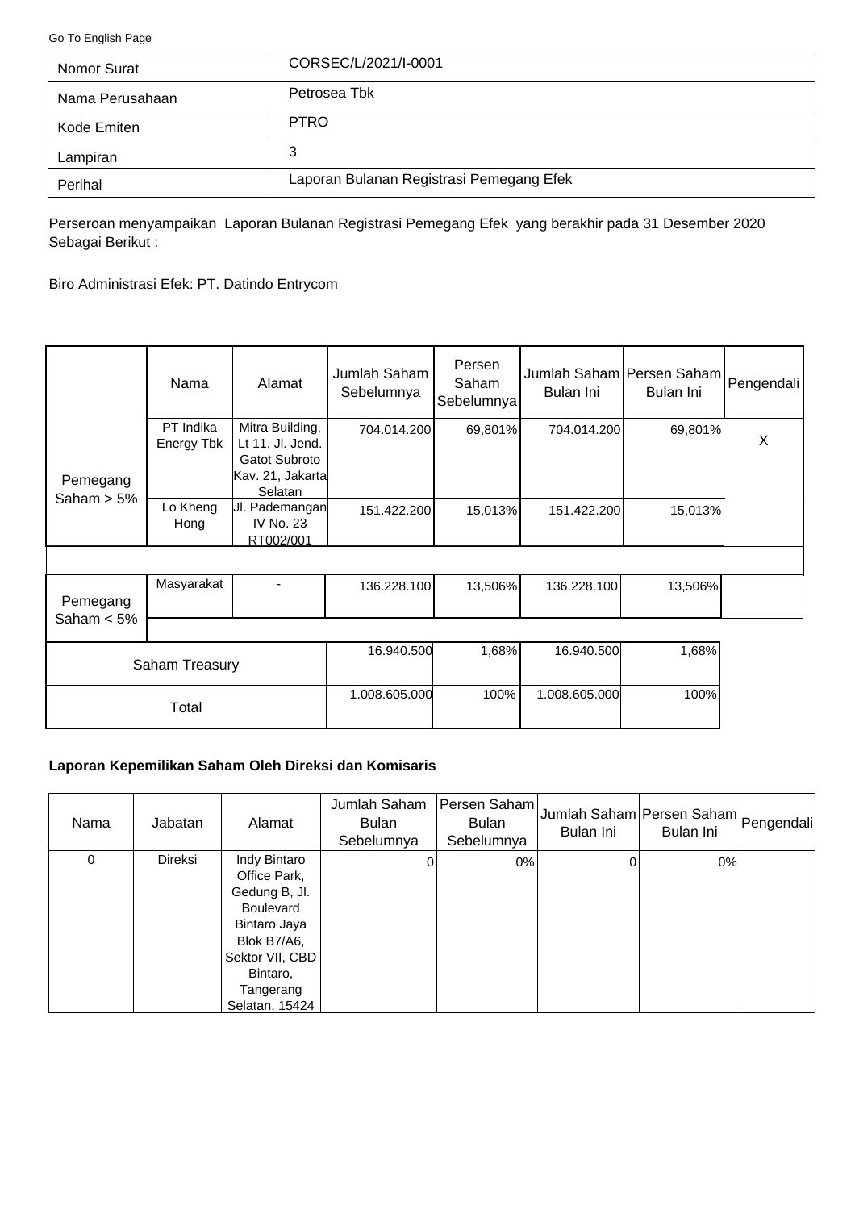Go To English Page

| Nomor Surat | CORSEC/L/2021/I-0001 |
|---|---|
| Nama Perusahaan | Petrosea Tbk |
| Kode Emiten | PTRO |
| Lampiran | 3 |
| Perihal | Laporan Bulanan Registrasi Pemegang Efek |

Perseroan menyampaikan Laporan Bulanan Registrasi Pemegang Efek yang berakhir pada 31 Desember 2020 Sebagai Berikut :

Biro Administrasi Efek: PT. Datindo Entrycom

| | Nama | Alamat | Jumlah Saham Sebelumnya | Persen Saham Sebelumnya | Jumlah Saham Bulan Ini | Persen Saham Bulan Ini | Pengendali |
|---|---|---|---|---|---|---|---|
| Pemegang Saham > 5% | PT Indika Energy Tbk | Mitra Building, Lt 11, Jl. Jend. Gatot Subroto Kav. 21, Jakarta Selatan | 704.014.200 | 69,801% | 704.014.200 | 69,801% | X |
| | Lo Kheng Hong | Jl. Pademangan IV No. 23 RT002/001 | 151.422.200 | 15,013% | 151.422.200 | 15,013% | |
| Pemegang Saham < 5% | Masyarakat | - | 136.228.100 | 13,506% | 136.228.100 | 13,506% | |
| Saham Treasury | | | 16.940.500 | 1,68% | 16.940.500 | 1,68% | |
| Total | | | 1.008.605.000 | 100% | 1.008.605.000 | 100% | |

**Laporan Kepemilikan Saham Oleh Direksi dan Komisaris**

| Nama | Jabatan | Alamat | Jumlah Saham Bulan Sebelumnya | Persen Saham Bulan Sebelumnya | Jumlah Saham Bulan Ini | Persen Saham Bulan Ini | Pengendali |
|---|---|---|---|---|---|---|---|
| 0 | Direksi | Indy Bintaro Office Park, Gedung B, Jl. Boulevard Bintaro Jaya Blok B7/A6, Sektor VII, CBD Bintaro, Tangerang Selatan, 15424 | 0 | 0% | 0 | 0% | |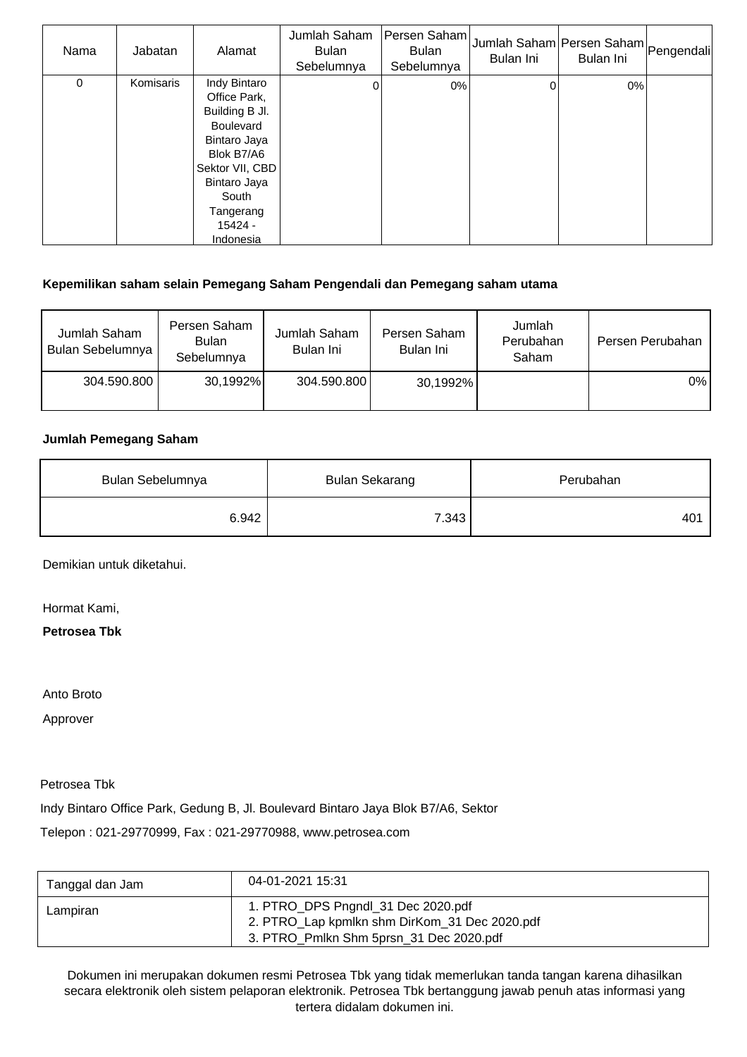| Nama | Jabatan | Alamat | Jumlah Saham Bulan Sebelumnya | Persen Saham Bulan Sebelumnya | Jumlah Saham Bulan Ini | Persen Saham Bulan Ini | Pengendali |
|---|---|---|---|---|---|---|---|
| 0 | Komisaris | Indy Bintaro Office Park, Building B Jl. Boulevard Bintaro Jaya Blok B7/A6 Sektor VII, CBD Bintaro Jaya South Tangerang 15424 - Indonesia | 0 | 0% | 0 | 0% | |

**Kepemilikan saham selain Pemegang Saham Pengendali dan Pemegang saham utama**

| Jumlah Saham Bulan Sebelumnya | Persen Saham Bulan Sebelumnya | Jumlah Saham Bulan Ini | Persen Saham Bulan Ini | Jumlah Perubahan Saham | Persen Perubahan |
|---|---|---|---|---|---|
| 304.590.800 | 30,1992% | 304.590.800 | 30,1992% | | 0% |

**Jumlah Pemegang Saham**

| Bulan Sebelumnya | Bulan Sekarang | Perubahan |
|---|---|---|
| 6.942 | 7.343 | 401 |

Demikian untuk diketahui.

Hormat Kami,

**Petrosea Tbk**

Anto Broto

Approver

Petrosea Tbk

Indy Bintaro Office Park, Gedung B, Jl. Boulevard Bintaro Jaya Blok B7/A6, Sektor

Telepon : 021-29770999, Fax : 021-29770988, www.petrosea.com

| Tanggal dan Jam | 04-01-2021 15:31 |
|---|---|
| Lampiran | 1. PTRO_DPS Pngndl_31 Dec 2020.pdf<br>2. PTRO_Lap kpmlkn shm DirKom_31 Dec 2020.pdf<br>3. PTRO_Pmlkn Shm 5prsn_31 Dec 2020.pdf |

Dokumen ini merupakan dokumen resmi Petrosea Tbk yang tidak memerlukan tanda tangan karena dihasilkan secara elektronik oleh sistem pelaporan elektronik. Petrosea Tbk bertanggung jawab penuh atas informasi yang tertera didalam dokumen ini.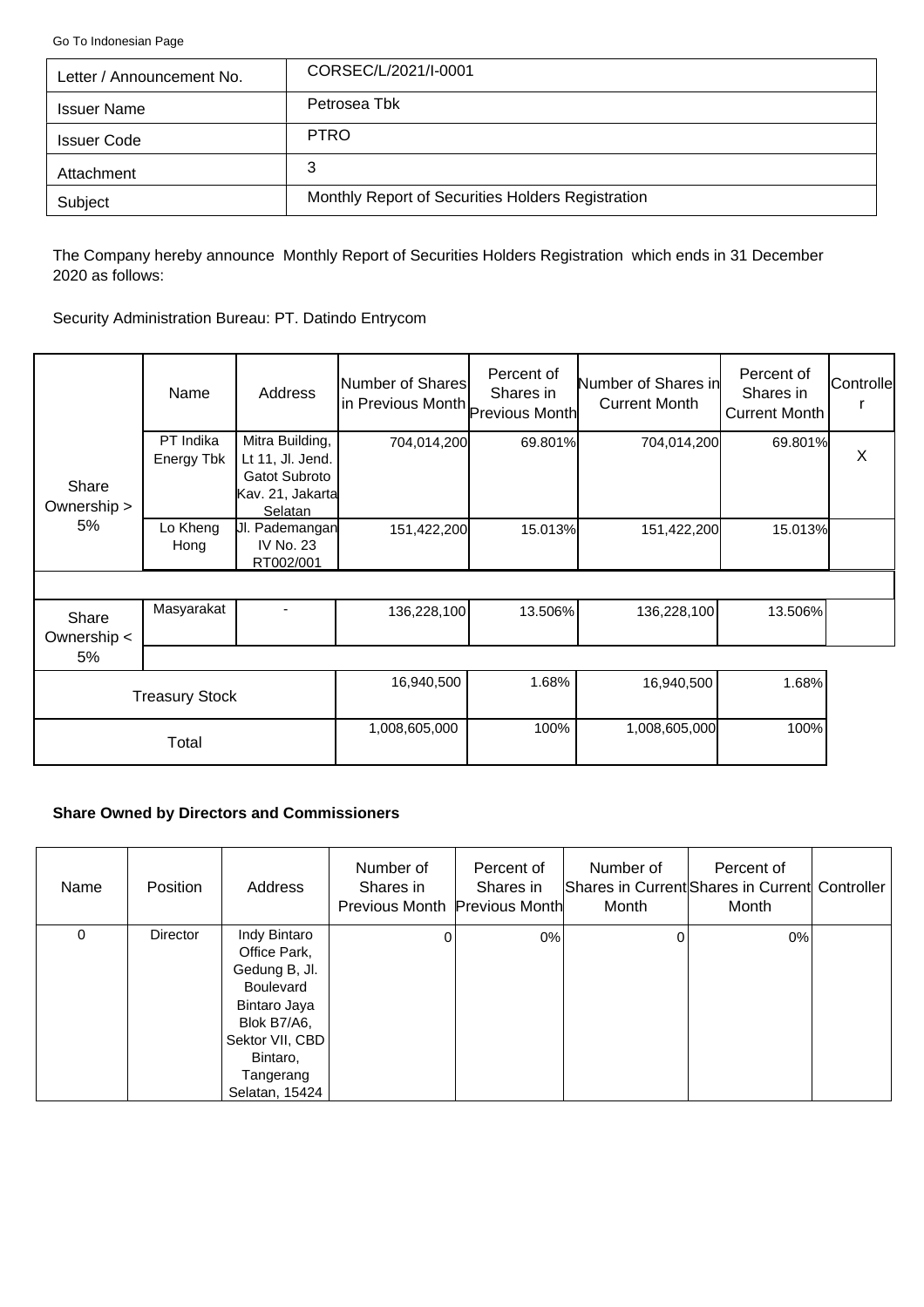Go To Indonesian Page

| Letter / Announcement No. | CORSEC/L/2021/I-0001 |
|---|---|
| Issuer Name | Petrosea Tbk |
| Issuer Code | PTRO |
| Attachment | 3 |
| Subject | Monthly Report of Securities Holders Registration |

The Company hereby announce Monthly Report of Securities Holders Registration which ends in 31 December 2020 as follows:

Security Administration Bureau: PT. Datindo Entrycom

| | Name | Address | Number of Shares in Previous Month | Percent of Shares in Previous Month | Number of Shares in Current Month | Percent of Shares in Current Month | Controller |
|---|---|---|---|---|---|---|---|
| Share Ownership > 5% | PT Indika Energy Tbk | Mitra Building, Lt 11, Jl. Jend. Gatot Subroto Kav. 21, Jakarta Selatan | 704,014,200 | 69.801% | 704,014,200 | 69.801% | X |
| | Lo Kheng Hong | Jl. Pademangan IV No. 23 RT002/001 | 151,422,200 | 15.013% | 151,422,200 | 15.013% | |
| Share Ownership < 5% | Masyarakat | - | 136,228,100 | 13.506% | 136,228,100 | 13.506% | |
| Treasury Stock | | | 16,940,500 | 1.68% | 16,940,500 | 1.68% | |
| Total | | | 1,008,605,000 | 100% | 1,008,605,000 | 100% | |

**Share Owned by Directors and Commissioners**

| Name | Position | Address | Number of Shares in Previous Month | Percent of Shares in Previous Month | Number of Shares in Current Month | Percent of Shares in Current Month | Controller |
|---|---|---|---|---|---|---|---|
| 0 | Director | Indy Bintaro Office Park, Gedung B, Jl. Boulevard Bintaro Jaya Blok B7/A6, Sektor VII, CBD Bintaro, Tangerang Selatan, 15424 | 0 | 0% | 0 | 0% | |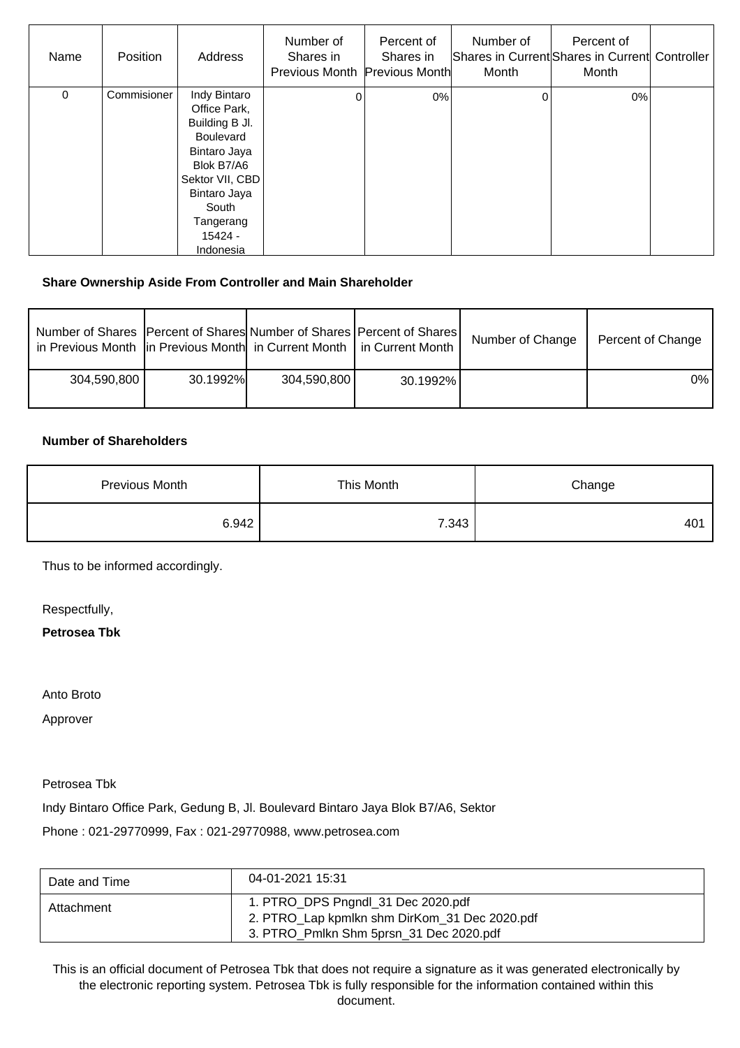| Name | Position | Address | Number of Shares in Previous Month | Percent of Shares in Previous Month | Number of Shares in Current Month | Percent of Shares in Current Month | Controller |
|---|---|---|---|---|---|---|---|
| 0 | Commisioner | Indy Bintaro Office Park, Building B Jl. Boulevard Bintaro Jaya Blok B7/A6 Sektor VII, CBD Bintaro Jaya South Tangerang 15424 - Indonesia | 0 | 0% | 0 | 0% | |

**Share Ownership Aside From Controller and Main Shareholder**

| Number of Shares in Previous Month | Percent of Shares in Previous Month | Number of Shares in Current Month | Percent of Shares in Current Month | Number of Change | Percent of Change |
|---|---|---|---|---|---|
| 304,590,800 | 30.1992% | 304,590,800 | 30.1992% | | 0% |

**Number of Shareholders**

| Previous Month | This Month | Change |
|---|---|---|
| 6.942 | 7.343 | 401 |

Thus to be informed accordingly.

Respectfully,

**Petrosea Tbk**

Anto Broto

Approver

Petrosea Tbk

Indy Bintaro Office Park, Gedung B, Jl. Boulevard Bintaro Jaya Blok B7/A6, Sektor

Phone : 021-29770999, Fax : 021-29770988, www.petrosea.com

| | |
|---|---|
| Date and Time | 04-01-2021 15:31 |
| Attachment | 1. PTRO_DPS Pngndl_31 Dec 2020.pdf<br>2. PTRO_Lap kpmlkn shm DirKom_31 Dec 2020.pdf<br>3. PTRO_Pmlkn Shm 5prsn_31 Dec 2020.pdf |

This is an official document of Petrosea Tbk that does not require a signature as it was generated electronically by the electronic reporting system. Petrosea Tbk is fully responsible for the information contained within this document.